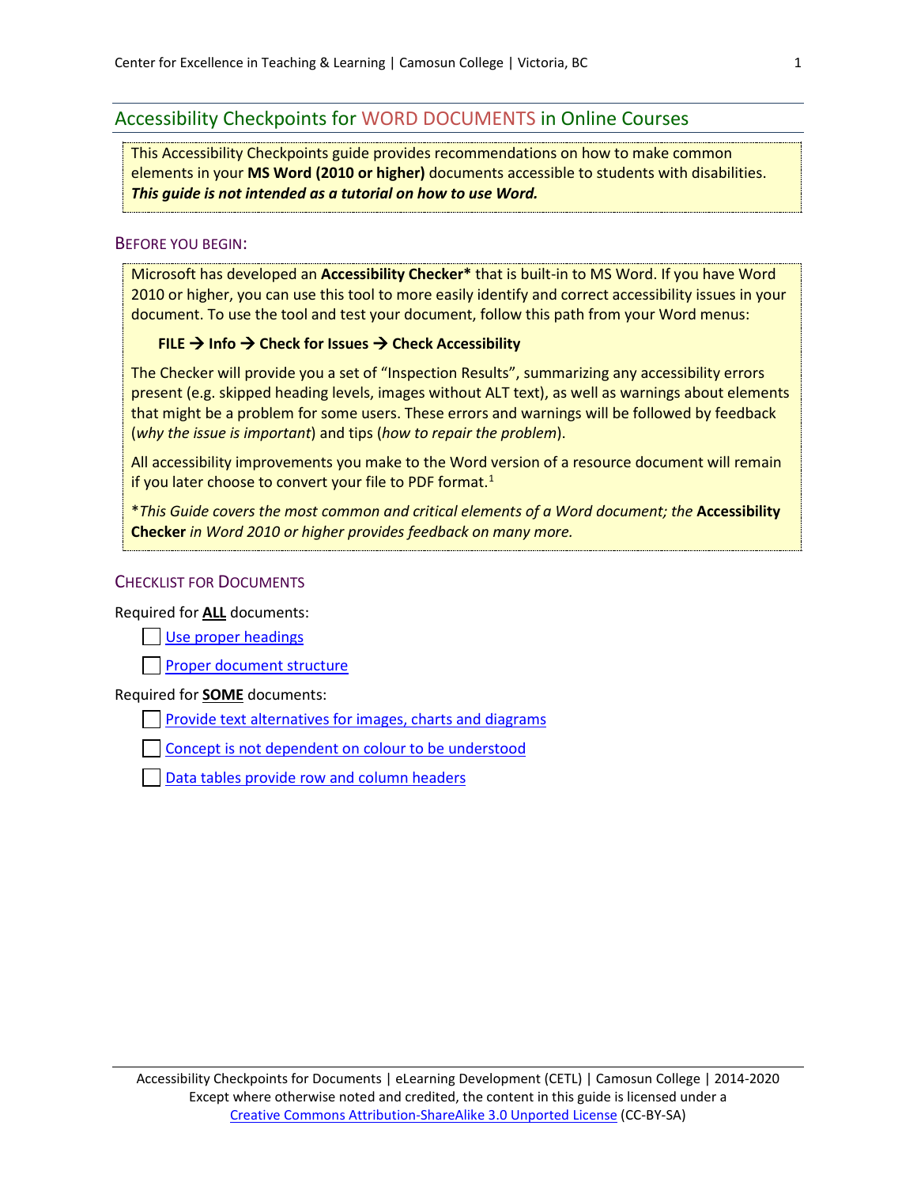# Accessibility Checkpoints for WORD DOCUMENTS in Online Courses

This Accessibility Checkpoints guide provides recommendations on how to make common elements in your **MS Word (2010 or higher)** documents accessible to students with disabilities. ***This guide is not intended as a tutorial on how to use Word.***

## BEFORE YOU BEGIN:

Microsoft has developed an **Accessibility Checker*** that is built-in to MS Word. If you have Word 2010 or higher, you can use this tool to more easily identify and correct accessibility issues in your document. To use the tool and test your document, follow this path from your Word menus:

**FILE → Info → Check for Issues → Check Accessibility**

The Checker will provide you a set of "Inspection Results", summarizing any accessibility errors present (e.g. skipped heading levels, images without ALT text), as well as warnings about elements that might be a problem for some users. These errors and warnings will be followed by feedback (*why the issue is important*) and tips (*how to repair the problem*).

All accessibility improvements you make to the Word version of a resource document will remain if you later choose to convert your file to PDF format.[1]

\**This Guide covers the most common and critical elements of a Word document; the* **Accessibility Checker** *in Word 2010 or higher provides feedback on many more.*

## CHECKLIST FOR DOCUMENTS

Required for **ALL** documents:

- [ ] Use proper headings
- [ ] Proper document structure

Required for **SOME** documents:

- [ ] Provide text alternatives for images, charts and diagrams
- [ ] Concept is not dependent on colour to be understood
- [ ] Data tables provide row and column headers

Accessibility Checkpoints for Documents | eLearning Development (CETL) | Camosun College | 2014-2020
Except where otherwise noted and credited, the content in this guide is licensed under a Creative Commons Attribution-ShareAlike 3.0 Unported License (CC-BY-SA)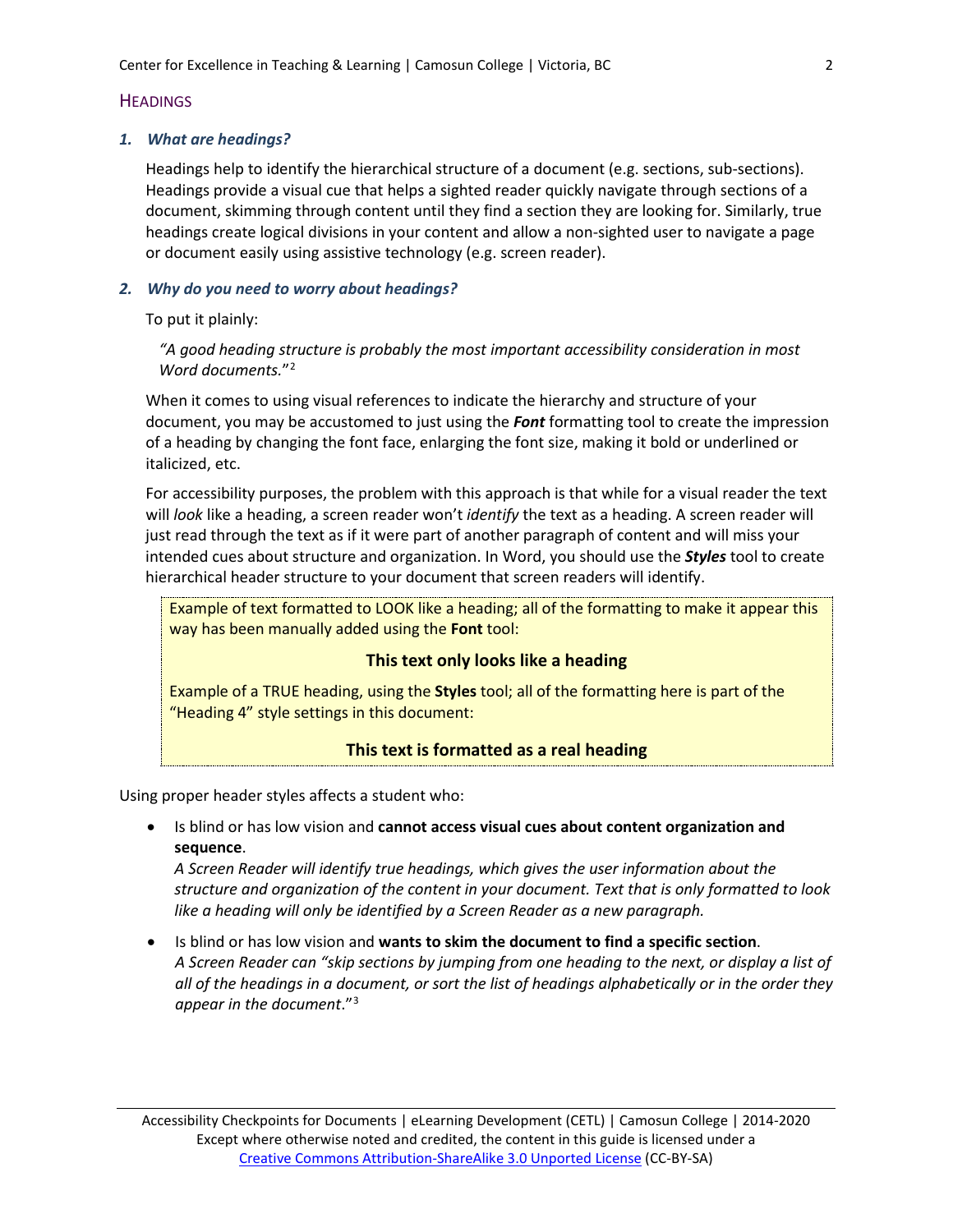## HEADINGS

### *1. What are headings?*

Headings help to identify the hierarchical structure of a document (e.g. sections, sub-sections). Headings provide a visual cue that helps a sighted reader quickly navigate through sections of a document, skimming through content until they find a section they are looking for. Similarly, true headings create logical divisions in your content and allow a non-sighted user to navigate a page or document easily using assistive technology (e.g. screen reader).

### *2. Why do you need to worry about headings?*

To put it plainly:

> *"A good heading structure is probably the most important accessibility consideration in most Word documents."*[2]

When it comes to using visual references to indicate the hierarchy and structure of your document, you may be accustomed to just using the ***Font*** formatting tool to create the impression of a heading by changing the font face, enlarging the font size, making it bold or underlined or italicized, etc.

For accessibility purposes, the problem with this approach is that while for a visual reader the text will *look* like a heading, a screen reader won't *identify* the text as a heading. A screen reader will just read through the text as if it were part of another paragraph of content and will miss your intended cues about structure and organization. In Word, you should use the ***Styles*** tool to create hierarchical header structure to your document that screen readers will identify.

> Example of text formatted to LOOK like a heading; all of the formatting to make it appear this way has been manually added using the **Font** tool:
>
> **This text only looks like a heading**
>
> Example of a TRUE heading, using the **Styles** tool; all of the formatting here is part of the "Heading 4" style settings in this document:
>
> #### This text is formatted as a real heading

Using proper header styles affects a student who:

- Is blind or has low vision and **cannot access visual cues about content organization and sequence**.
  *A Screen Reader will identify true headings, which gives the user information about the structure and organization of the content in your document. Text that is only formatted to look like a heading will only be identified by a Screen Reader as a new paragraph.*
- Is blind or has low vision and **wants to skim the document to find a specific section**.
  *A Screen Reader can "skip sections by jumping from one heading to the next, or display a list of all of the headings in a document, or sort the list of headings alphabetically or in the order they appear in the document."*[3]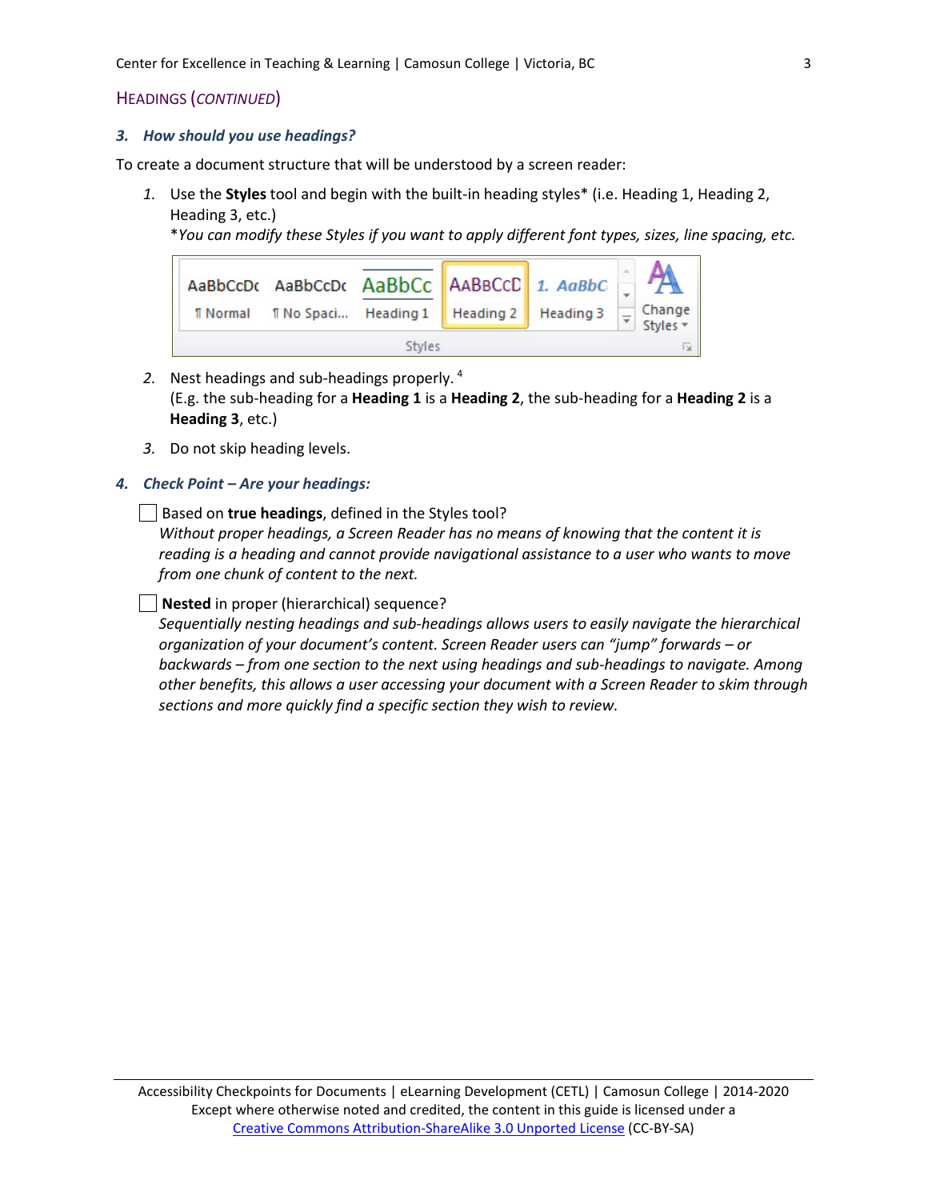## HEADINGS (*CONTINUED*)

### *3. How should you use headings?*

To create a document structure that will be understood by a screen reader:

1. Use the **Styles** tool and begin with the built-in heading styles* (i.e. Heading 1, Heading 2, Heading 3, etc.)
   **You can modify these Styles if you want to apply different font types, sizes, line spacing, etc.*

2. Nest headings and sub-headings properly. [4]
   (E.g. the sub-heading for a **Heading 1** is a **Heading 2**, the sub-heading for a **Heading 2** is a **Heading 3**, etc.)

3. Do not skip heading levels.

### *4. Check Point – Are your headings:*

☐ Based on **true headings**, defined in the Styles tool?
*Without proper headings, a Screen Reader has no means of knowing that the content it is reading is a heading and cannot provide navigational assistance to a user who wants to move from one chunk of content to the next.*

☐ **Nested** in proper (hierarchical) sequence?
*Sequentially nesting headings and sub-headings allows users to easily navigate the hierarchical organization of your document's content. Screen Reader users can "jump" forwards – or backwards – from one section to the next using headings and sub-headings to navigate. Among other benefits, this allows a user accessing your document with a Screen Reader to skim through sections and more quickly find a specific section they wish to review.*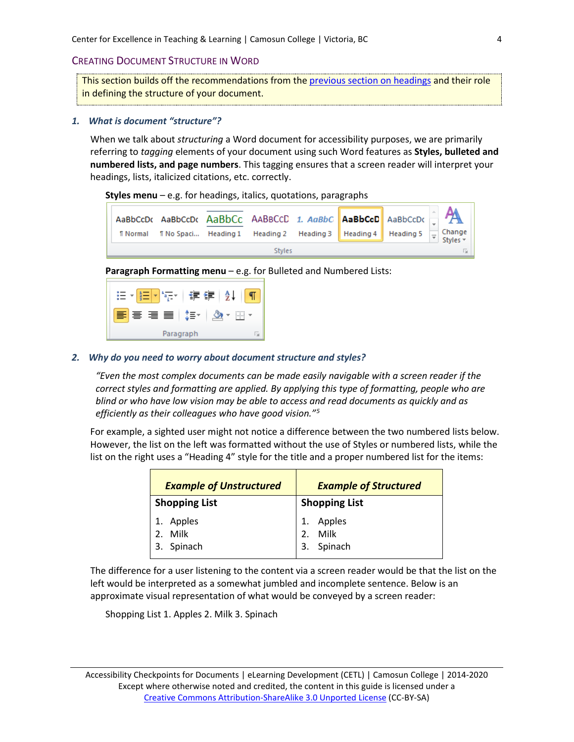## Creating Document Structure in Word

This section builds off the recommendations from the previous section on headings and their role in defining the structure of your document.

### 1. What is document "structure"?

When we talk about *structuring* a Word document for accessibility purposes, we are primarily referring to *tagging* elements of your document using such Word features as **Styles, bulleted and numbered lists, and page numbers**. This tagging ensures that a screen reader will interpret your headings, lists, italicized citations, etc. correctly.

**Styles menu** – e.g. for headings, italics, quotations, paragraphs

**Paragraph Formatting menu** – e.g. for Bulleted and Numbered Lists:

### 2. Why do you need to worry about document structure and styles?

> *"Even the most complex documents can be made easily navigable with a screen reader if the correct styles and formatting are applied. By applying this type of formatting, people who are blind or who have low vision may be able to access and read documents as quickly and as efficiently as their colleagues who have good vision."*[5]

For example, a sighted user might not notice a difference between the two numbered lists below. However, the list on the left was formatted without the use of Styles or numbered lists, while the list on the right uses a "Heading 4" style for the title and a proper numbered list for the items:

| *Example of Unstructured* | *Example of Structured* |
|---|---|
| **Shopping List**<br>1. Apples<br>2. Milk<br>3. Spinach | **Shopping List**<br>1. Apples<br>2. Milk<br>3. Spinach |

The difference for a user listening to the content via a screen reader would be that the list on the left would be interpreted as a somewhat jumbled and incomplete sentence. Below is an approximate visual representation of what would be conveyed by a screen reader:

Shopping List 1. Apples 2. Milk 3. Spinach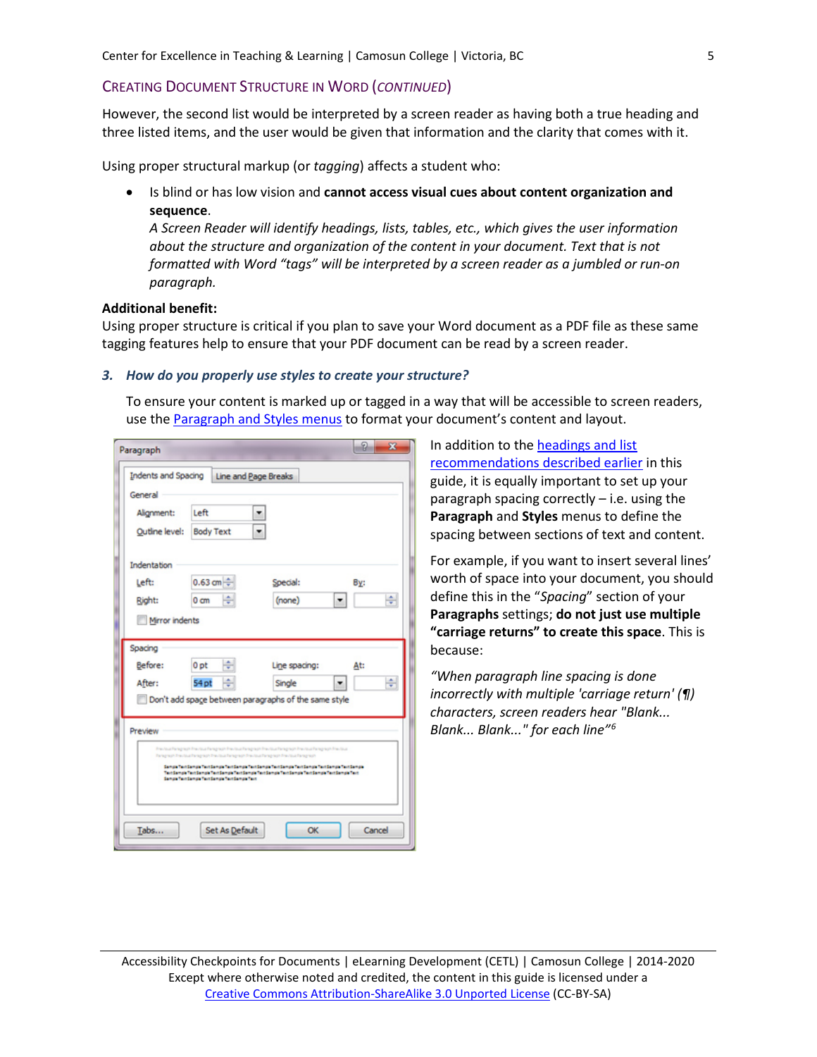## Creating Document Structure in Word (*continued*)

However, the second list would be interpreted by a screen reader as having both a true heading and three listed items, and the user would be given that information and the clarity that comes with it.

Using proper structural markup (or *tagging*) affects a student who:

- Is blind or has low vision and **cannot access visual cues about content organization and sequence**.
  *A Screen Reader will identify headings, lists, tables, etc., which gives the user information about the structure and organization of the content in your document. Text that is not formatted with Word "tags" will be interpreted by a screen reader as a jumbled or run-on paragraph.*

**Additional benefit:**
Using proper structure is critical if you plan to save your Word document as a PDF file as these same tagging features help to ensure that your PDF document can be read by a screen reader.

### 3. How do you properly use styles to create your structure?

To ensure your content is marked up or tagged in a way that will be accessible to screen readers, use the Paragraph and Styles menus to format your document's content and layout.

In addition to the headings and list recommendations described earlier in this guide, it is equally important to set up your paragraph spacing correctly – i.e. using the **Paragraph** and **Styles** menus to define the spacing between sections of text and content.

For example, if you want to insert several lines' worth of space into your document, you should define this in the "*Spacing*" section of your **Paragraphs** settings; **do not just use multiple "carriage returns" to create this space**. This is because:

*"When paragraph line spacing is done incorrectly with multiple 'carriage return' (¶) characters, screen readers hear "Blank... Blank... Blank..." for each line"*[6]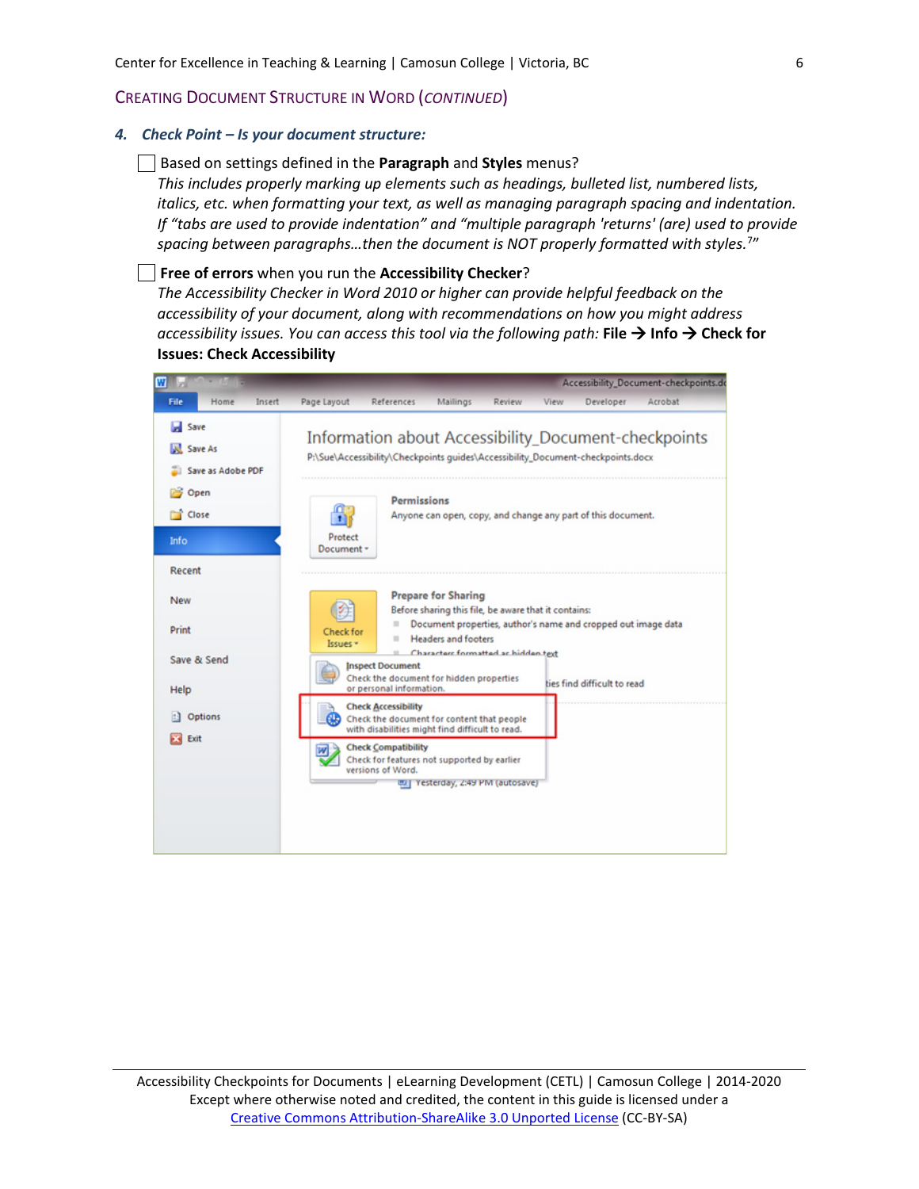## CREATING DOCUMENT STRUCTURE IN WORD (*CONTINUED*)

### 4. *Check Point – Is your document structure:*

☐ Based on settings defined in the **Paragraph** and **Styles** menus?
*This includes properly marking up elements such as headings, bulleted list, numbered lists, italics, etc. when formatting your text, as well as managing paragraph spacing and indentation. If "tabs are used to provide indentation" and "multiple paragraph 'returns' (are) used to provide spacing between paragraphs…then the document is NOT properly formatted with styles.*[7]*"*

☐ **Free of errors** when you run the **Accessibility Checker**?
*The Accessibility Checker in Word 2010 or higher can provide helpful feedback on the accessibility of your document, along with recommendations on how you might address accessibility issues. You can access this tool via the following path:* **File → Info → Check for Issues: Check Accessibility**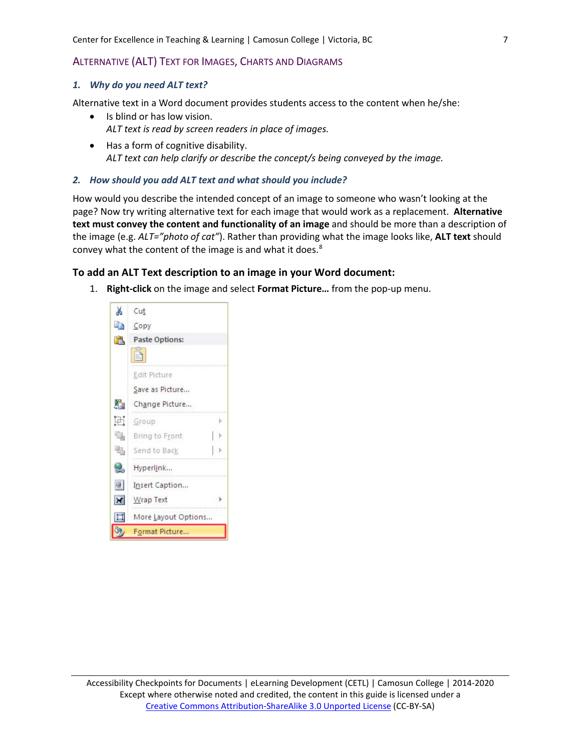## ALTERNATIVE (ALT) TEXT FOR IMAGES, CHARTS AND DIAGRAMS

### *1. Why do you need ALT text?*

Alternative text in a Word document provides students access to the content when he/she:

- Is blind or has low vision.
  *ALT text is read by screen readers in place of images.*
- Has a form of cognitive disability.
  *ALT text can help clarify or describe the concept/s being conveyed by the image.*

### *2. How should you add ALT text and what should you include?*

How would you describe the intended concept of an image to someone who wasn't looking at the page? Now try writing alternative text for each image that would work as a replacement. **Alternative text must convey the content and functionality of an image** and should be more than a description of the image (e.g. *ALT="photo of cat"*). Rather than providing what the image looks like, **ALT text** should convey what the content of the image is and what it does.[8]

### To add an ALT Text description to an image in your Word document:

1. **Right-click** on the image and select **Format Picture…** from the pop-up menu.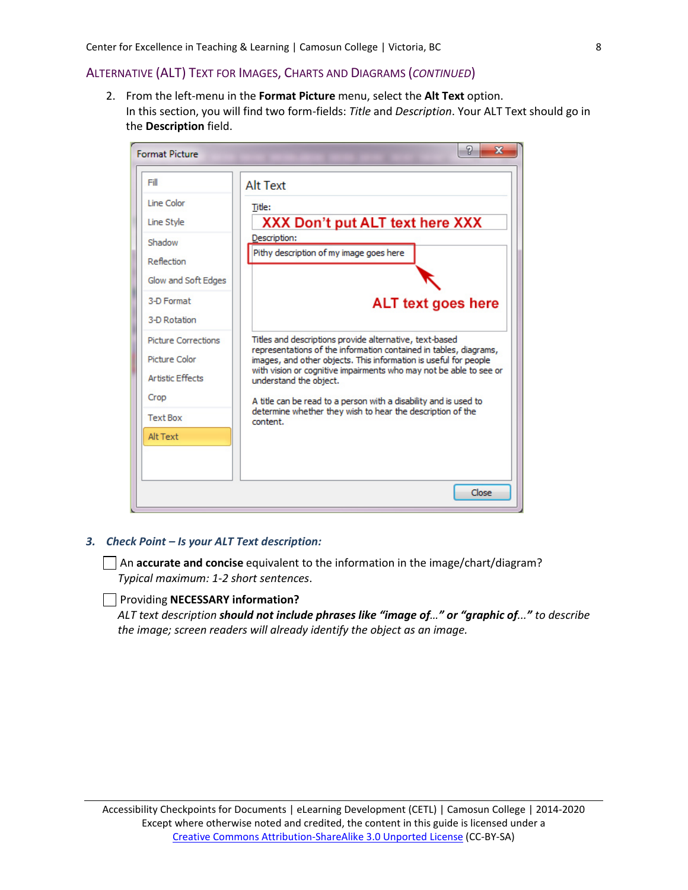## ALTERNATIVE (ALT) TEXT FOR IMAGES, CHARTS AND DIAGRAMS (*CONTINUED*)

2. From the left-menu in the **Format Picture** menu, select the **Alt Text** option.
   In this section, you will find two form-fields: *Title* and *Description*. Your ALT Text should go in the **Description** field.

Format Picture

Fill
Line Color
Line Style
Shadow
Reflection
Glow and Soft Edges
3-D Format
3-D Rotation
Picture Corrections
Picture Color
Artistic Effects
Crop
Text Box
Alt Text

Alt Text

Title:
XXX Don't put ALT text here XXX

Description:
Pithy description of my image goes here

ALT text goes here

Titles and descriptions provide alternative, text-based representations of the information contained in tables, diagrams, images, and other objects. This information is useful for people with vision or cognitive impairments who may not be able to see or understand the object.

A title can be read to a person with a disability and is used to determine whether they wish to hear the description of the content.

Close

3. ***Check Point – Is your ALT Text description:***

- [ ] An **accurate and concise** equivalent to the information in the image/chart/diagram?
  *Typical maximum: 1-2 short sentences.*
- [ ] Providing **NECESSARY information?**
  *ALT text description **should not include phrases like "image of…" or "graphic of…"** to describe the image; screen readers will already identify the object as an image.*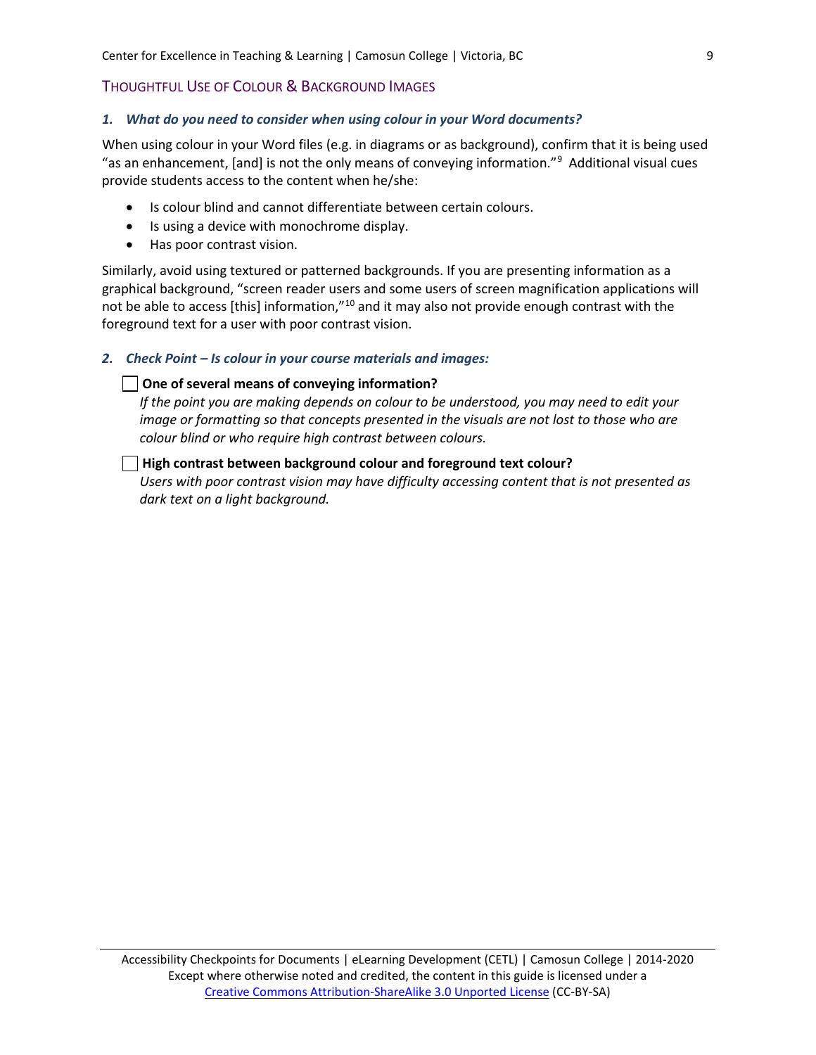## Thoughtful Use of Colour & Background Images

### *1. What do you need to consider when using colour in your Word documents?*

When using colour in your Word files (e.g. in diagrams or as background), confirm that it is being used "as an enhancement, [and] is not the only means of conveying information."[9] Additional visual cues provide students access to the content when he/she:

- Is colour blind and cannot differentiate between certain colours.
- Is using a device with monochrome display.
- Has poor contrast vision.

Similarly, avoid using textured or patterned backgrounds. If you are presenting information as a graphical background, "screen reader users and some users of screen magnification applications will not be able to access [this] information,"[10] and it may also not provide enough contrast with the foreground text for a user with poor contrast vision.

### *2. Check Point – Is colour in your course materials and images:*

- [ ] **One of several means of conveying information?**
  *If the point you are making depends on colour to be understood, you may need to edit your image or formatting so that concepts presented in the visuals are not lost to those who are colour blind or who require high contrast between colours.*

- [ ] **High contrast between background colour and foreground text colour?**
  *Users with poor contrast vision may have difficulty accessing content that is not presented as dark text on a light background.*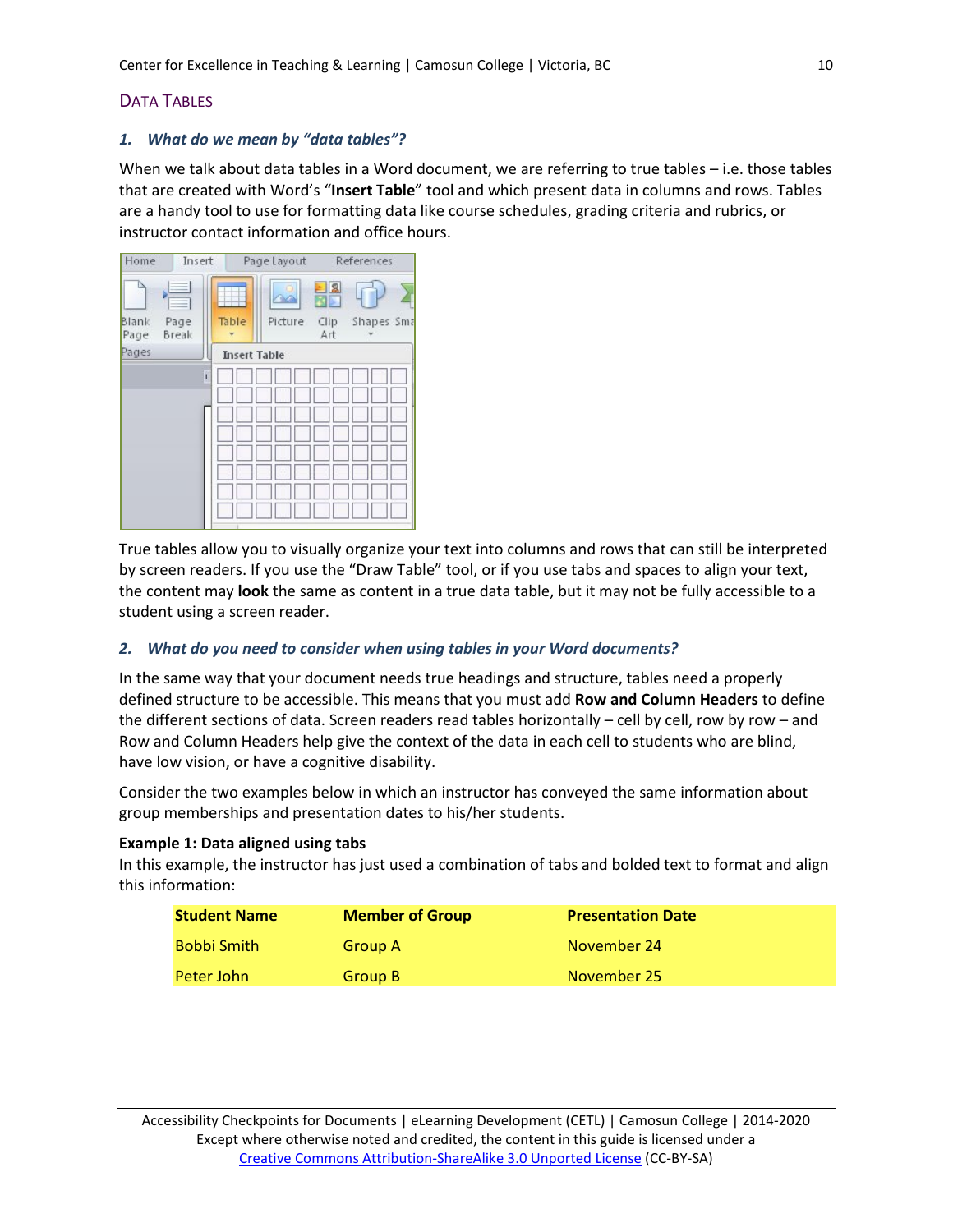## Data Tables

### *1. What do we mean by "data tables"?*

When we talk about data tables in a Word document, we are referring to true tables – i.e. those tables that are created with Word's "**Insert Table**" tool and which present data in columns and rows. Tables are a handy tool to use for formatting data like course schedules, grading criteria and rubrics, or instructor contact information and office hours.

True tables allow you to visually organize your text into columns and rows that can still be interpreted by screen readers. If you use the "Draw Table" tool, or if you use tabs and spaces to align your text, the content may **look** the same as content in a true data table, but it may not be fully accessible to a student using a screen reader.

### *2. What do you need to consider when using tables in your Word documents?*

In the same way that your document needs true headings and structure, tables need a properly defined structure to be accessible. This means that you must add **Row and Column Headers** to define the different sections of data. Screen readers read tables horizontally – cell by cell, row by row – and Row and Column Headers help give the context of the data in each cell to students who are blind, have low vision, or have a cognitive disability.

Consider the two examples below in which an instructor has conveyed the same information about group memberships and presentation dates to his/her students.

**Example 1: Data aligned using tabs**
In this example, the instructor has just used a combination of tabs and bolded text to format and align this information:

| **Student Name** | **Member of Group** | **Presentation Date** |
| --- | --- | --- |
| Bobbi Smith | Group A | November 24 |
| Peter John | Group B | November 25 |

Accessibility Checkpoints for Documents | eLearning Development (CETL) | Camosun College | 2014-2020
Except where otherwise noted and credited, the content in this guide is licensed under a
Creative Commons Attribution-ShareAlike 3.0 Unported License (CC-BY-SA)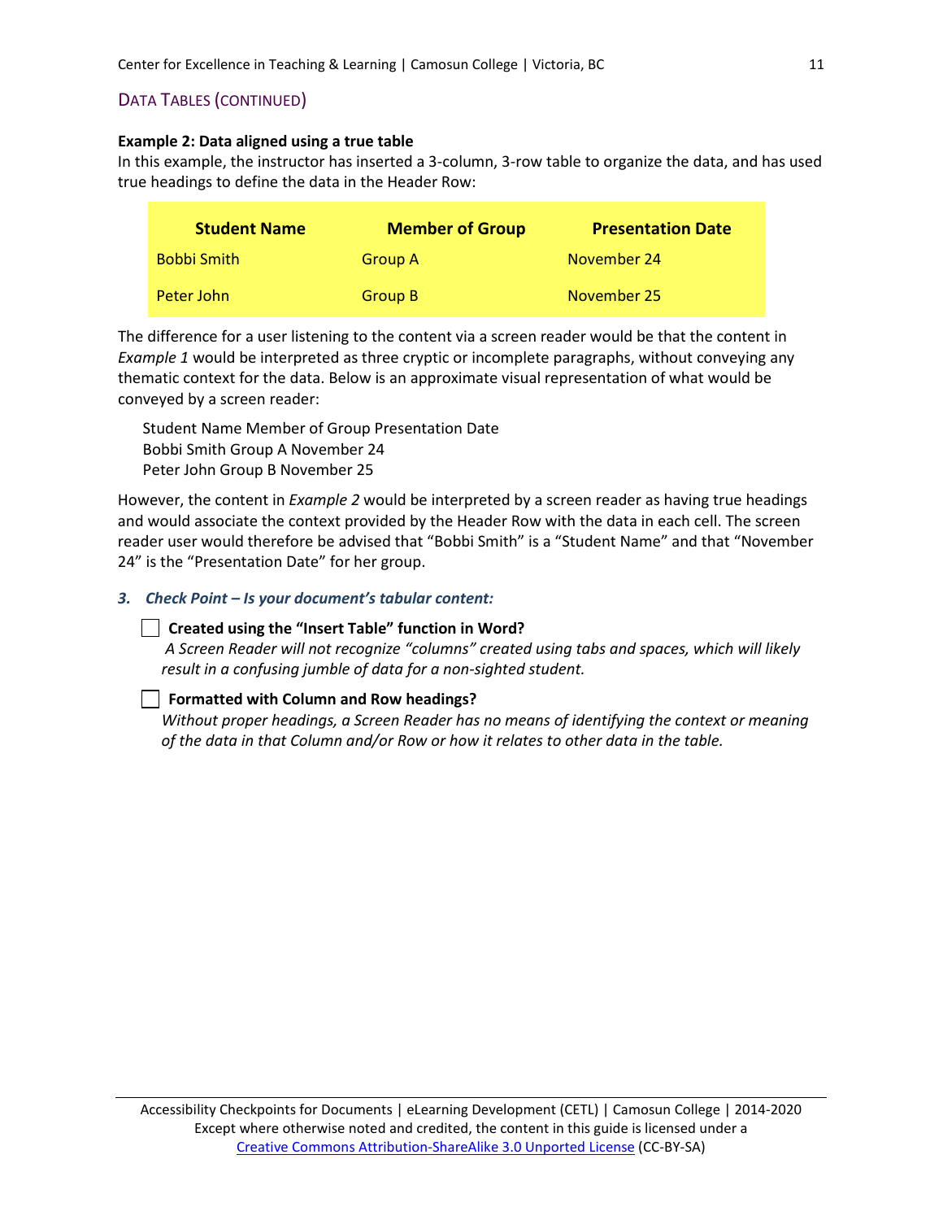## Data Tables (continued)

**Example 2: Data aligned using a true table**

In this example, the instructor has inserted a 3-column, 3-row table to organize the data, and has used true headings to define the data in the Header Row:

| Student Name | Member of Group | Presentation Date |
|---|---|---|
| Bobbi Smith | Group A | November 24 |
| Peter John | Group B | November 25 |

The difference for a user listening to the content via a screen reader would be that the content in *Example 1* would be interpreted as three cryptic or incomplete paragraphs, without conveying any thematic context for the data. Below is an approximate visual representation of what would be conveyed by a screen reader:

> Student Name Member of Group Presentation Date
> Bobbi Smith Group A November 24
> Peter John Group B November 25

However, the content in *Example 2* would be interpreted by a screen reader as having true headings and would associate the context provided by the Header Row with the data in each cell. The screen reader user would therefore be advised that "Bobbi Smith" is a "Student Name" and that "November 24" is the "Presentation Date" for her group.

***3. Check Point – Is your document's tabular content:***

- ☐ **Created using the "Insert Table" function in Word?**
  *A Screen Reader will not recognize "columns" created using tabs and spaces, which will likely result in a confusing jumble of data for a non-sighted student.*

- ☐ **Formatted with Column and Row headings?**
  *Without proper headings, a Screen Reader has no means of identifying the context or meaning of the data in that Column and/or Row or how it relates to other data in the table.*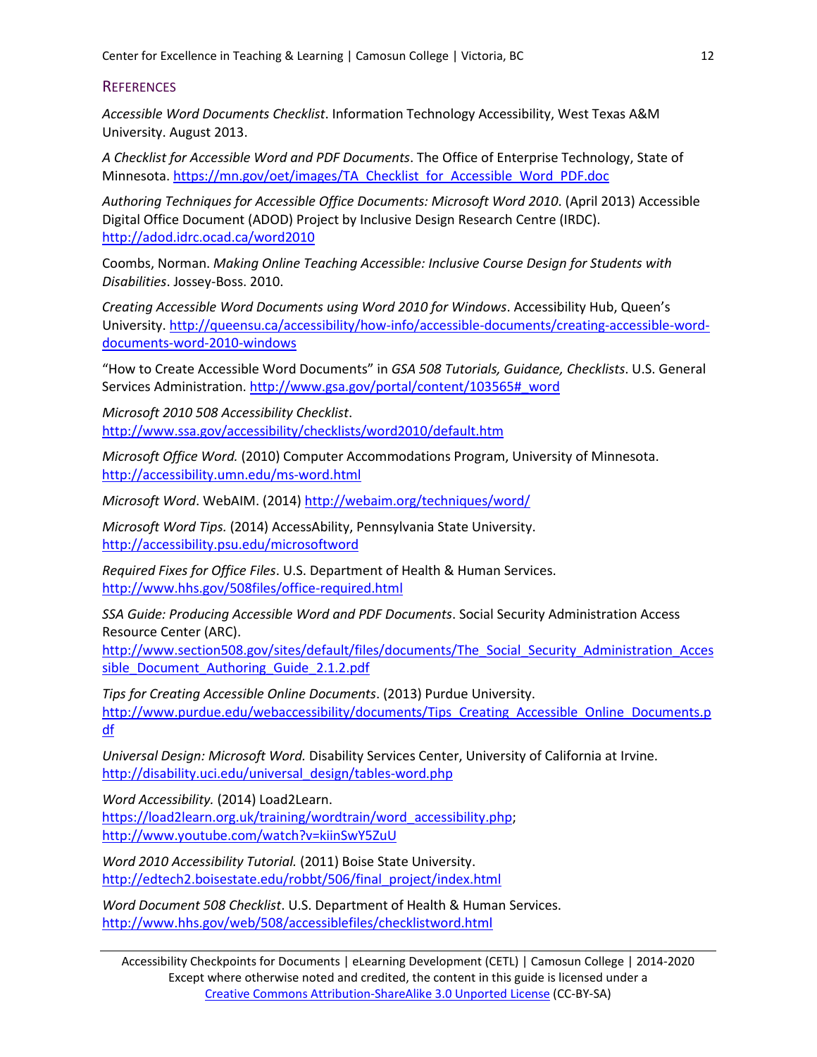## References

*Accessible Word Documents Checklist*. Information Technology Accessibility, West Texas A&M University. August 2013.

*A Checklist for Accessible Word and PDF Documents*. The Office of Enterprise Technology, State of Minnesota. https://mn.gov/oet/images/TA_Checklist_for_Accessible_Word_PDF.doc

*Authoring Techniques for Accessible Office Documents: Microsoft Word 2010*. (April 2013) Accessible Digital Office Document (ADOD) Project by Inclusive Design Research Centre (IRDC). http://adod.idrc.ocad.ca/word2010

Coombs, Norman. *Making Online Teaching Accessible: Inclusive Course Design for Students with Disabilities*. Jossey-Boss. 2010.

*Creating Accessible Word Documents using Word 2010 for Windows*. Accessibility Hub, Queen's University. http://queensu.ca/accessibility/how-info/accessible-documents/creating-accessible-word-documents-word-2010-windows

"How to Create Accessible Word Documents" in *GSA 508 Tutorials, Guidance, Checklists*. U.S. General Services Administration. http://www.gsa.gov/portal/content/103565#_word

*Microsoft 2010 508 Accessibility Checklist*. http://www.ssa.gov/accessibility/checklists/word2010/default.htm

*Microsoft Office Word.* (2010) Computer Accommodations Program, University of Minnesota. http://accessibility.umn.edu/ms-word.html

*Microsoft Word*. WebAIM. (2014) http://webaim.org/techniques/word/

*Microsoft Word Tips.* (2014) AccessAbility, Pennsylvania State University. http://accessibility.psu.edu/microsoftword

*Required Fixes for Office Files*. U.S. Department of Health & Human Services. http://www.hhs.gov/508files/office-required.html

*SSA Guide: Producing Accessible Word and PDF Documents*. Social Security Administration Access Resource Center (ARC). http://www.section508.gov/sites/default/files/documents/The_Social_Security_Administration_Accessible_Document_Authoring_Guide_2.1.2.pdf

*Tips for Creating Accessible Online Documents*. (2013) Purdue University. http://www.purdue.edu/webaccessibility/documents/Tips_Creating_Accessible_Online_Documents.pdf

*Universal Design: Microsoft Word.* Disability Services Center, University of California at Irvine. http://disability.uci.edu/universal_design/tables-word.php

*Word Accessibility.* (2014) Load2Learn. https://load2learn.org.uk/training/wordtrain/word_accessibility.php; http://www.youtube.com/watch?v=kiinSwY5ZuU

*Word 2010 Accessibility Tutorial.* (2011) Boise State University. http://edtech2.boisestate.edu/robbt/506/final_project/index.html

*Word Document 508 Checklist*. U.S. Department of Health & Human Services. http://www.hhs.gov/web/508/accessiblefiles/checklistword.html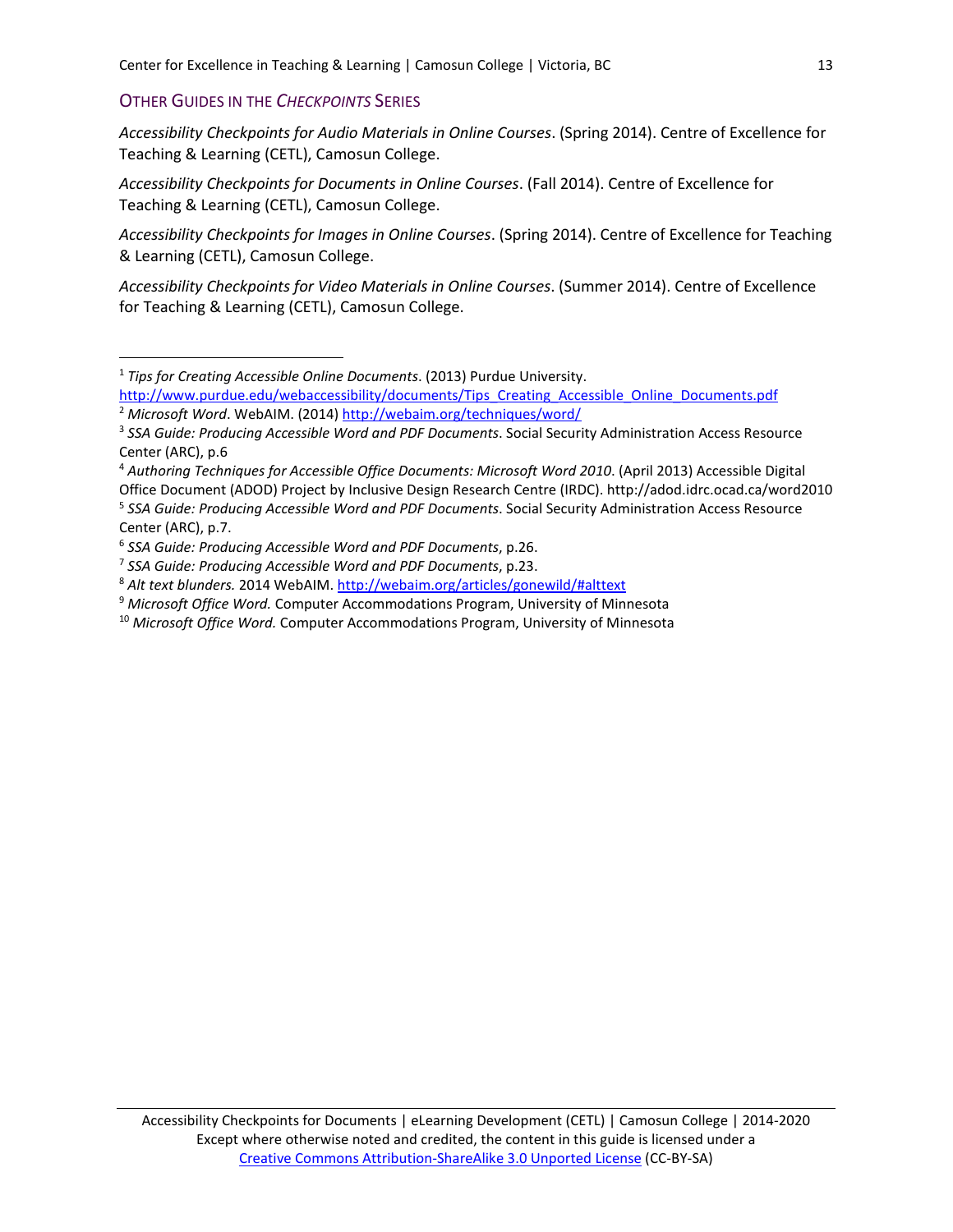### Other Guides in the *Checkpoints* Series

*Accessibility Checkpoints for Audio Materials in Online Courses*. (Spring 2014). Centre of Excellence for Teaching & Learning (CETL), Camosun College.

*Accessibility Checkpoints for Documents in Online Courses*. (Fall 2014). Centre of Excellence for Teaching & Learning (CETL), Camosun College.

*Accessibility Checkpoints for Images in Online Courses*. (Spring 2014). Centre of Excellence for Teaching & Learning (CETL), Camosun College.

*Accessibility Checkpoints for Video Materials in Online Courses*. (Summer 2014). Centre of Excellence for Teaching & Learning (CETL), Camosun College.

---

[1] *Tips for Creating Accessible Online Documents*. (2013) Purdue University. http://www.purdue.edu/webaccessibility/documents/Tips_Creating_Accessible_Online_Documents.pdf

[2] *Microsoft Word*. WebAIM. (2014) http://webaim.org/techniques/word/

[3] *SSA Guide: Producing Accessible Word and PDF Documents*. Social Security Administration Access Resource Center (ARC), p.6

[4] *Authoring Techniques for Accessible Office Documents: Microsoft Word 2010*. (April 2013) Accessible Digital Office Document (ADOD) Project by Inclusive Design Research Centre (IRDC). http://adod.idrc.ocad.ca/word2010

[5] *SSA Guide: Producing Accessible Word and PDF Documents*. Social Security Administration Access Resource Center (ARC), p.7.

[6] *SSA Guide: Producing Accessible Word and PDF Documents*, p.26.

[7] *SSA Guide: Producing Accessible Word and PDF Documents*, p.23.

[8] *Alt text blunders.* 2014 WebAIM. http://webaim.org/articles/gonewild/#alttext

[9] *Microsoft Office Word.* Computer Accommodations Program, University of Minnesota

[10] *Microsoft Office Word.* Computer Accommodations Program, University of Minnesota

Accessibility Checkpoints for Documents | eLearning Development (CETL) | Camosun College | 2014-2020
Except where otherwise noted and credited, the content in this guide is licensed under a Creative Commons Attribution-ShareAlike 3.0 Unported License (CC-BY-SA)